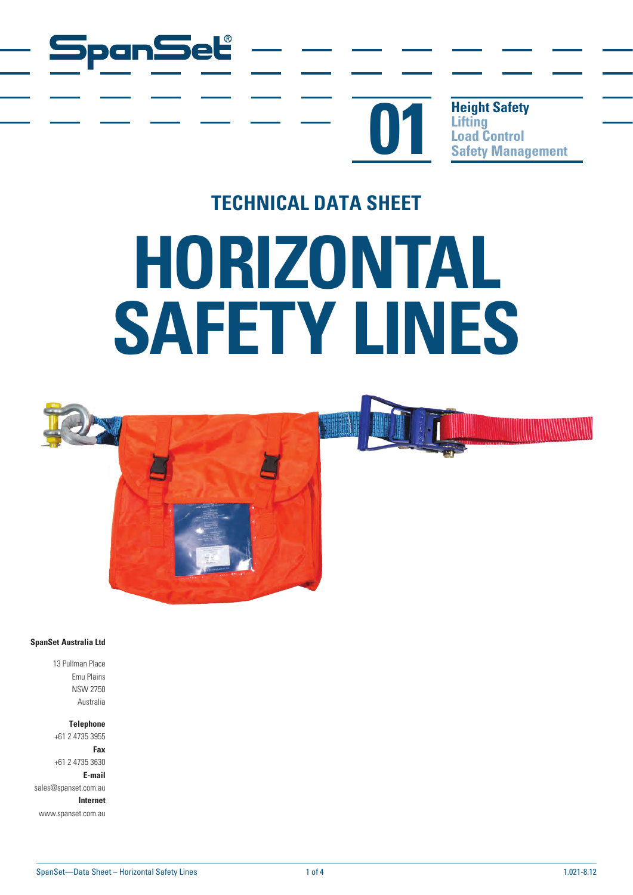01

**Height Safety**
Lifting
Load Control
Safety Management

## TECHNICAL DATA SHEET

# HORIZONTAL SAFETY LINES

**SpanSet Australia Ltd**

13 Pullman Place
Emu Plains
NSW 2750
Australia

**Telephone**
+61 2 4735 3955
**Fax**
+61 2 4735 3630
**E-mail**
sales@spanset.com.au
**Internet**
www.spanset.com.au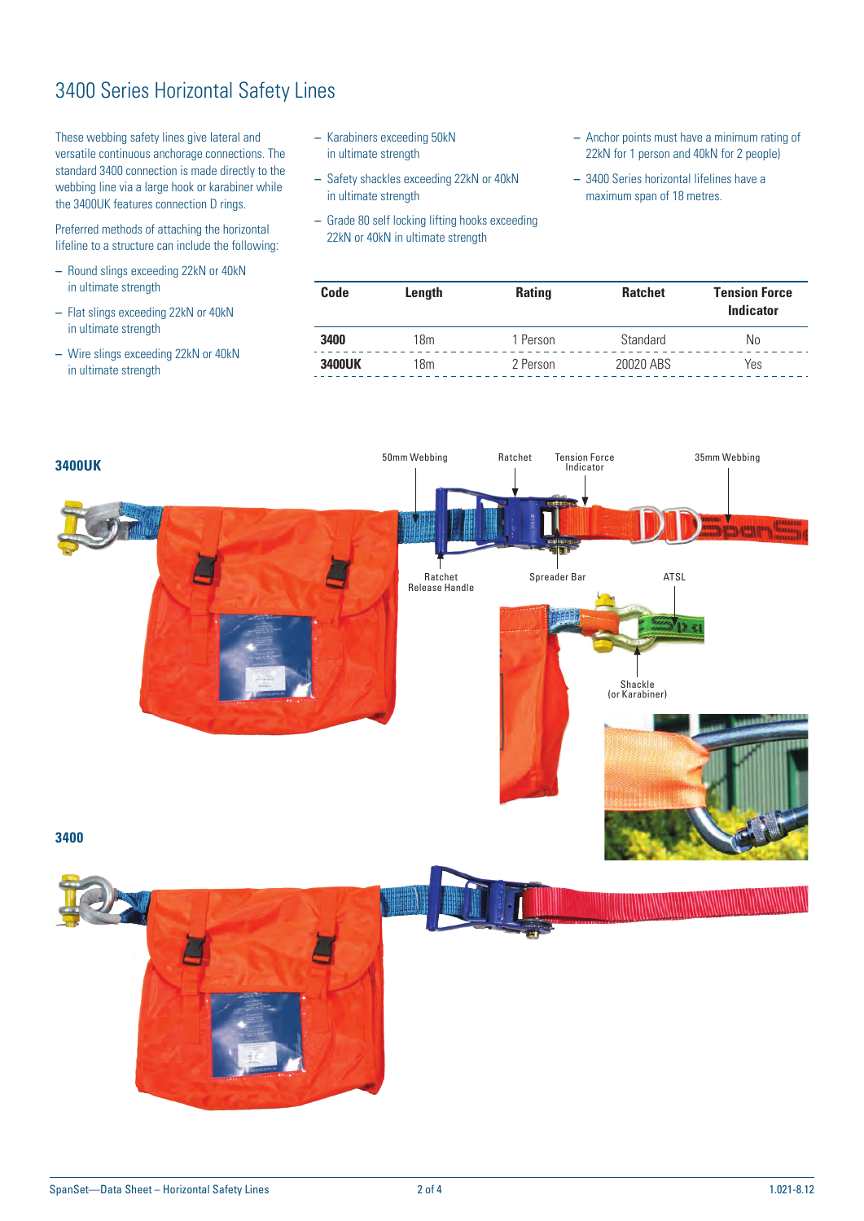# 3400 Series Horizontal Safety Lines

These webbing safety lines give lateral and versatile continuous anchorage connections. The standard 3400 connection is made directly to the webbing line via a large hook or karabiner while the 3400UK features connection D rings.

Preferred methods of attaching the horizontal lifeline to a structure can include the following:

- Round slings exceeding 22kN or 40kN in ultimate strength
- Flat slings exceeding 22kN or 40kN in ultimate strength
- Wire slings exceeding 22kN or 40kN in ultimate strength
- Karabiners exceeding 50kN in ultimate strength
- Safety shackles exceeding 22kN or 40kN in ultimate strength
- Grade 80 self locking lifting hooks exceeding 22kN or 40kN in ultimate strength
- Anchor points must have a minimum rating of 22kN for 1 person and 40kN for 2 people)
- 3400 Series horizontal lifelines have a maximum span of 18 metres.

| Code | Length | Rating | Ratchet | Tension Force Indicator |
|---|---|---|---|---|
| **3400** | 18m | 1 Person | Standard | No |
| **3400UK** | 18m | 2 Person | 20020 ABS | Yes |

**3400UK**

50mm Webbing, Ratchet, Tension Force Indicator, 35mm Webbing, Ratchet Release Handle, Spreader Bar, ATSL, Shackle (or Karabiner)

**3400**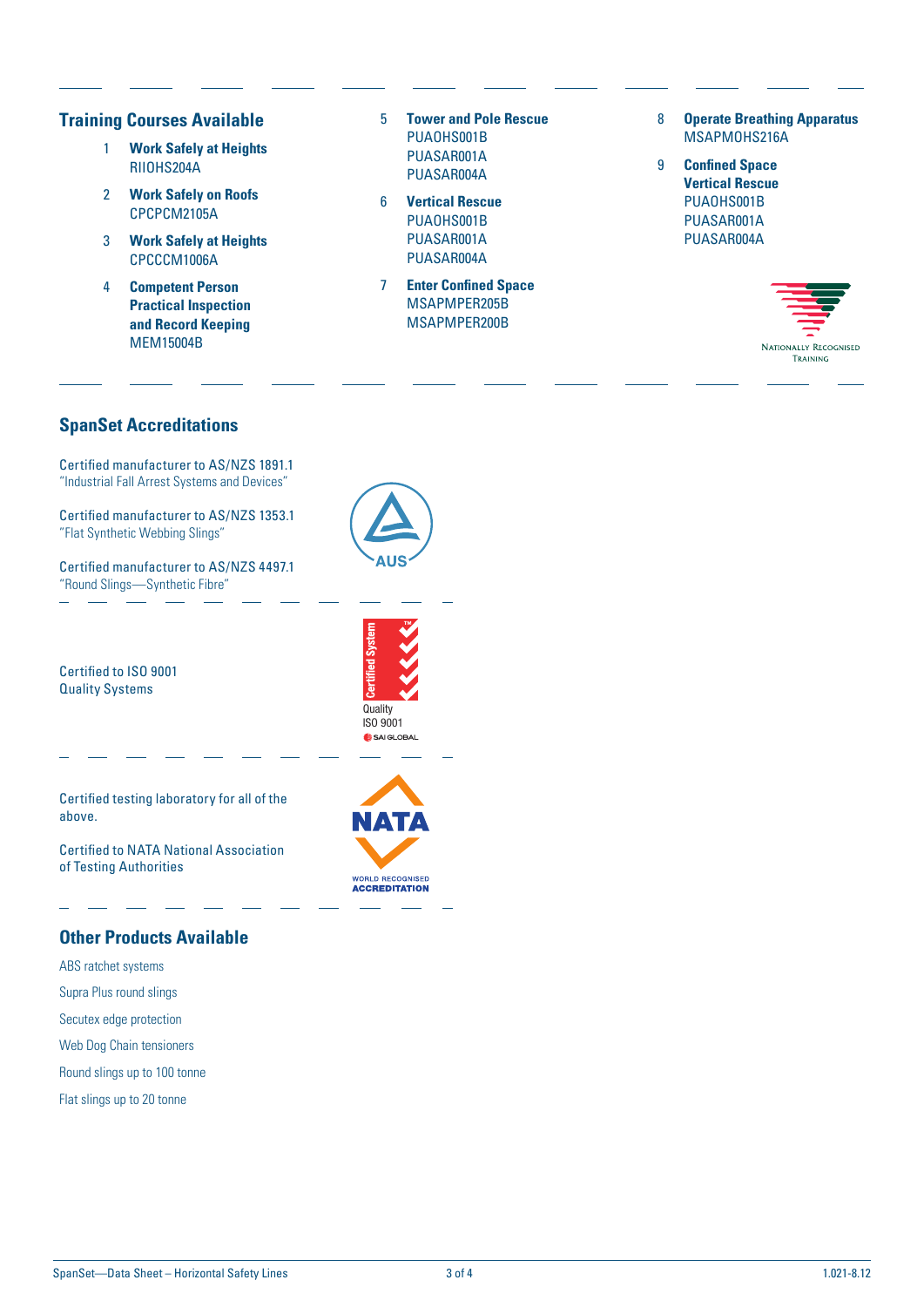## Training Courses Available

1. **Work Safely at Heights**
   RIIOHS204A
2. **Work Safely on Roofs**
   CPCPCM2105A
3. **Work Safely at Heights**
   CPCCCM1006A
4. **Competent Person Practical Inspection and Record Keeping**
   MEM15004B
5. **Tower and Pole Rescue**
   PUAOHS001B
   PUASAR001A
   PUASAR004A
6. **Vertical Rescue**
   PUAOHS001B
   PUASAR001A
   PUASAR004A
7. **Enter Confined Space**
   MSAPMPER205B
   MSAPMPER200B
8. **Operate Breathing Apparatus**
   MSAPMOHS216A
9. **Confined Space Vertical Rescue**
   PUAOHS001B
   PUASAR001A
   PUASAR004A

Nationally Recognised Training

## SpanSet Accreditations

Certified manufacturer to AS/NZS 1891.1
"Industrial Fall Arrest Systems and Devices"

Certified manufacturer to AS/NZS 1353.1
"Flat Synthetic Webbing Slings"

Certified manufacturer to AS/NZS 4497.1
"Round Slings—Synthetic Fibre"

AUS

Certified to ISO 9001
Quality Systems

Certified System
Quality
ISO 9001
SAI GLOBAL

Certified testing laboratory for all of the above.

Certified to NATA National Association of Testing Authorities

NATA
WORLD RECOGNISED ACCREDITATION

## Other Products Available

ABS ratchet systems

Supra Plus round slings

Secutex edge protection

Web Dog Chain tensioners

Round slings up to 100 tonne

Flat slings up to 20 tonne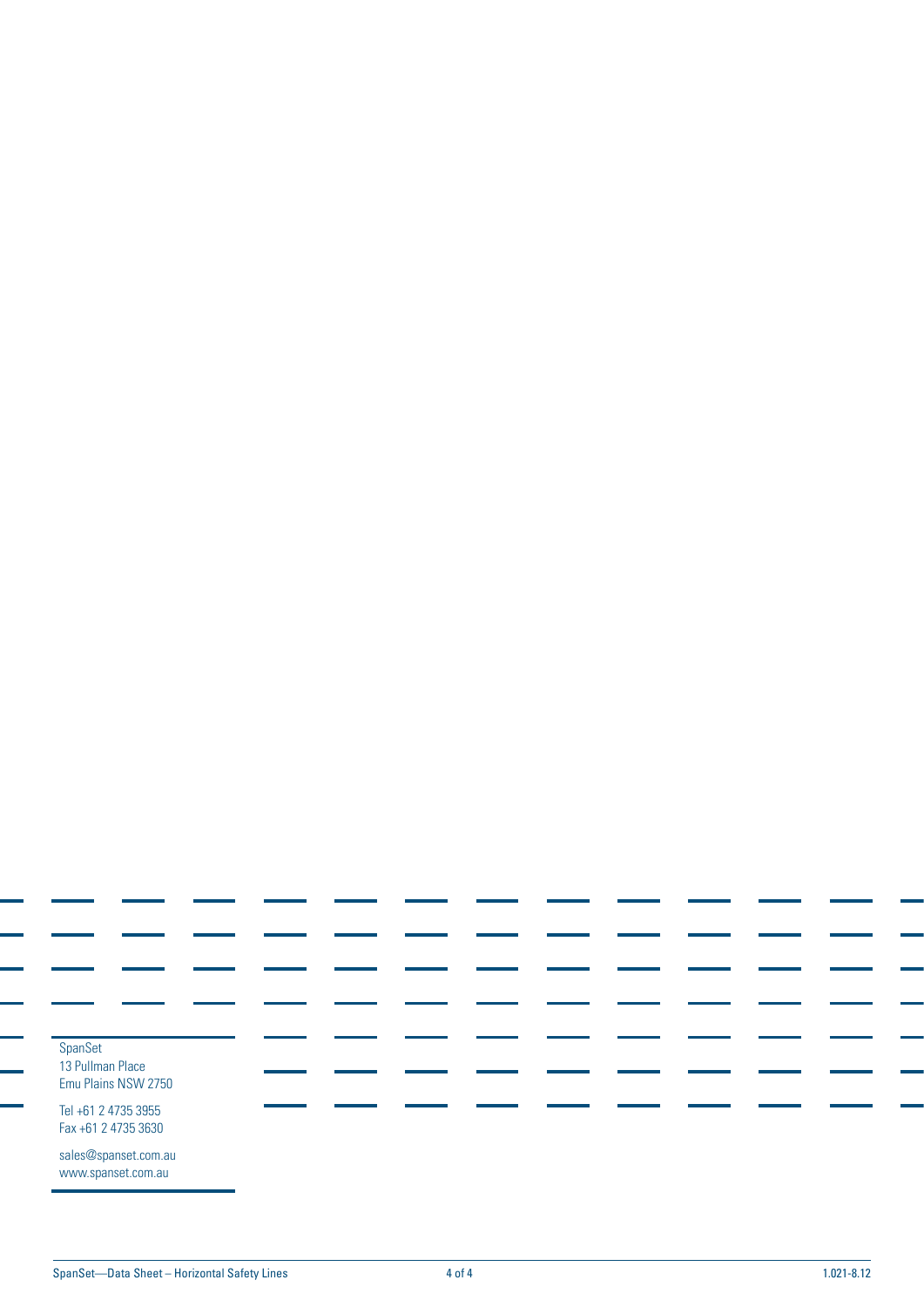SpanSet
13 Pullman Place
Emu Plains NSW 2750

Tel +61 2 4735 3955
Fax +61 2 4735 3630

sales@spanset.com.au
www.spanset.com.au